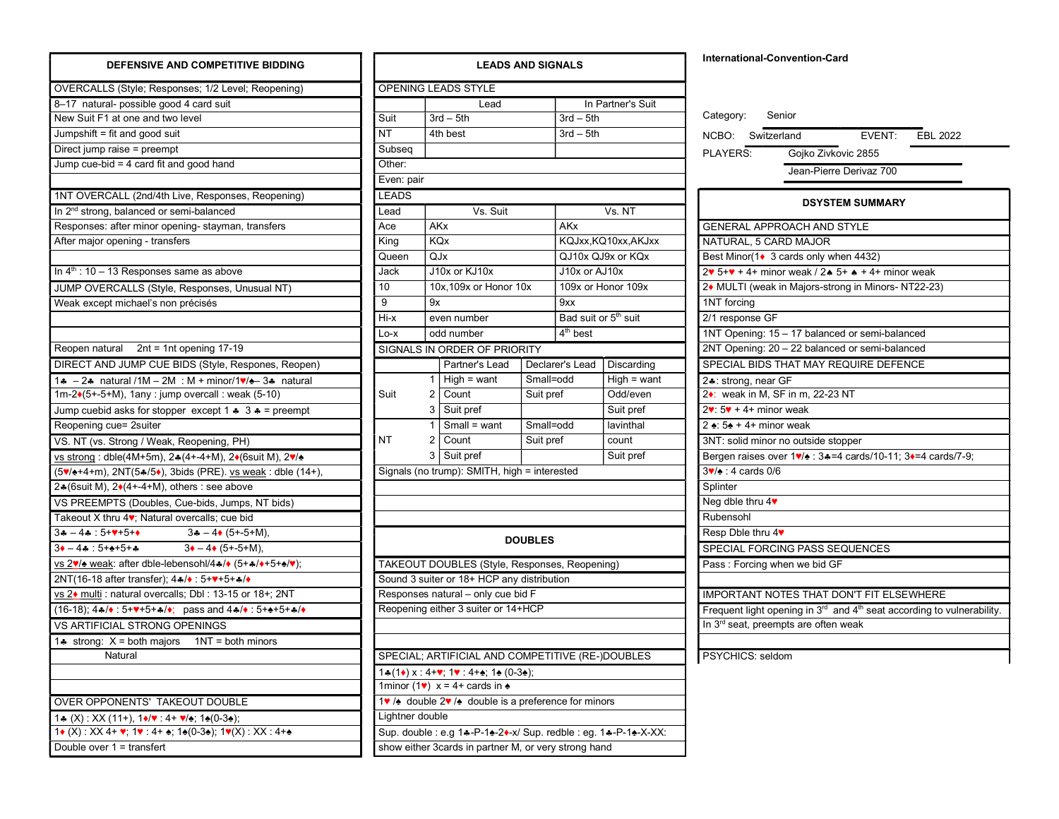# DEFENSIVE AND COMPETITIVE BIDDING

**OVERCALLS (Style; Responses; 1/2 Level; Reopening)**

8–17 natural- possible good 4 card suit
New Suit F1 at one and two level
Jumpshift = fit and good suit
Direct jump raise = preempt
Jump cue-bid = 4 card fit and good hand

**1NT OVERCALL (2nd/4th Live, Responses, Reopening)**

In 2nd strong, balanced or semi-balanced
Responses: after minor opening- stayman, transfers
After major opening - transfers

In 4th : 10 – 13 Responses same as above

**JUMP OVERCALLS (Style, Responses, Unusual NT)**

Weak except michael's non précisés

Reopen natural 2nt = 1nt opening 17-19

**DIRECT AND JUMP CUE BIDS (Style, Respones, Reopen)**

1♣ – 2♣ natural /1M – 2M : M + minor/1♥/♠– 3♣ natural
1m-2♦(5+-5+M), 1any : jump overcall : weak (5-10)
Jump cuebid asks for stopper except 1 ♣ 3 ♣ = preempt
Reopening cue= 2suiter

**VS. NT (vs. Strong / Weak, Reopening, PH)**

vs strong : dble(4M+5m), 2♣(4+-4+M), 2♦(6suit M), 2♥/♠ (5♥/♠+4+m), 2NT(5♣/5♦), 3bids (PRE). vs weak : dble (14+), 2♣(6suit M), 2♦(4+-4+M), others : see above

**VS PREEMPTS (Doubles, Cue-bids, Jumps, NT bids)**

Takeout X thru 4♥; Natural overcalls; cue bid
3♣ – 4♣ : 5+♥+5+♦ 3♣ – 4♦ (5+-5+M),
3♦ – 4♣ : 5+♠+5+♣ 3♦ – 4♦ (5+-5+M),
vs 2♥/♠ weak: after dble-lebensohl/4♣/♦ (5+♣/♦+5+♠/♥);
2NT(16-18 after transfer); 4♣/♦ : 5+♥+5+♣/♦
vs 2♦ multi : natural overcalls; Dbl : 13-15 or 18+; 2NT (16-18); 4♣/♦ : 5+♥+5+♣/♦; pass and 4♣/♦ : 5+♠+5+♣/♦

**VS ARTIFICIAL STRONG OPENINGS**

1♣ strong: X = both majors 1NT = both minors
Natural

**OVER OPPONENTS' TAKEOUT DOUBLE**

1♣ (X) : XX (11+), 1♦/♥ : 4+ ♥/♠; 1♠(0-3♠);
1♦ (X) : XX 4+ ♥; 1♥ : 4+ ♠; 1♠(0-3♠); 1♥(X) : XX : 4+♠
Double over 1 = transfert

# LEADS AND SIGNALS

**OPENING LEADS STYLE**

| | Lead | In Partner's Suit |
|---|---|---|
| Suit | 3rd – 5th | 3rd – 5th |
| NT | 4th best | 3rd – 5th |
| Subseq | | |
| Other: | | |
| Even: pair | | |

**LEADS**

| Lead | Vs. Suit | Vs. NT |
|---|---|---|
| Ace | AKx | AKx |
| King | KQx | KQJxx, KQ10xx, AKJxx |
| Queen | QJx | QJ10x QJ9x or KQx |
| Jack | J10x or KJ10x | J10x or AJ10x |
| 10 | 10x, 109x or Honor 10x | 109x or Honor 109x |
| 9 | 9x | 9xx |
| Hi-x | even number | Bad suit or 5th suit |
| Lo-x | odd number | 4th best |

**SIGNALS IN ORDER OF PRIORITY**

| | | Partner's Lead | Declarer's Lead | Discarding |
|---|---|---|---|---|
| Suit | 1 | High = want | Small=odd | High = want |
| | 2 | Count | Suit pref | Odd/even |
| | 3 | Suit pref | | Suit pref |
| NT | 1 | Small = want | Small=odd | lavinthal |
| | 2 | Count | Suit pref | count |
| | 3 | Suit pref | | Suit pref |

Signals (no trump): SMITH, high = interested

# DOUBLES

**TAKEOUT DOUBLES (Style, Responses, Reopening)**

Sound 3 suiter or 18+ HCP any distribution
Responses natural – only cue bid F
Reopening either 3 suiter or 14+HCP

**SPECIAL; ARTIFICIAL AND COMPETITIVE (RE-)DOUBLES**

1♣(1♦) x : 4+♥; 1♥ : 4+♠; 1♠ (0-3♠);
1minor (1♥) x = 4+ cards in ♠
1♥ /♠ double 2♥ /♠ double is a preference for minors
Lighter double
Sup. double : e.g 1♣-P-1♠-2♦-x/ Sup. redble : eg. 1♣-P-1♠-X-XX: show either 3cards in partner M, or very strong hand

# International-Convention-Card

Category: Senior
NCBO: Switzerland EVENT: EBL 2022
PLAYERS: Gojko Zivkovic 2855
Jean-Pierre Derivaz 700

# DSYSTEM SUMMARY

**GENERAL APPROACH AND STYLE**

NATURAL, 5 CARD MAJOR
Best Minor(1♦ 3 cards only when 4432)
2♥ 5+♥ + 4+ minor weak / 2♠ 5+ ♠ + 4+ minor weak
2♦ MULTI (weak in Majors-strong in Minors- NT22-23)
1NT forcing
2/1 response GF
1NT Opening: 15 – 17 balanced or semi-balanced
2NT Opening: 20 – 22 balanced or semi-balanced

**SPECIAL BIDS THAT MAY REQUIRE DEFENCE**

2♣: strong, near GF
2♦: weak in M, SF in m, 22-23 NT
2♥: 5♥ + 4+ minor weak
2 ♠: 5♠ + 4+ minor weak
3NT: solid minor no outside stopper
Bergen raises over 1♥/♠ : 3♣=4 cards/10-11; 3♦=4 cards/7-9;
3♥/♠ : 4 cards 0/6
Splinter
Neg dble thru 4♥
Rubensohl
Resp Dble thru 4♥

**SPECIAL FORCING PASS SEQUENCES**

Pass : Forcing when we bid GF

**IMPORTANT NOTES THAT DON'T FIT ELSEWHERE**

Frequent light opening in 3rd and 4th seat according to vulnerability.
In 3rd seat, preempts are often weak

PSYCHICS: seldom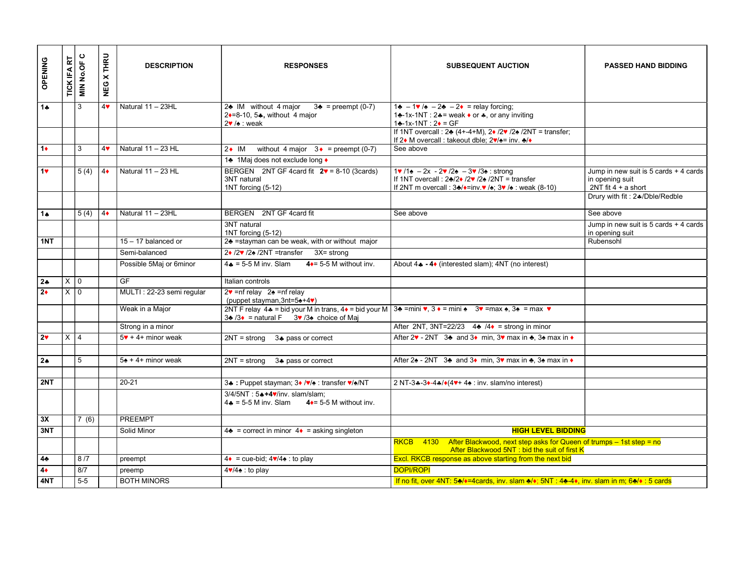| OPENING | TICK IFA RT | MIN No.OF C | NEG X THRU | DESCRIPTION | RESPONSES | SUBSEQUENT AUCTION | PASSED HAND BIDDING |
|---|---|---|---|---|---|---|---|
| 1♣ | | 3 | 4♥ | Natural 11 – 23HL | 2♣ IM without 4 major 3♣ = preempt (0-7)<br>2♦=8-10, 5♣, without 4 major<br>2♥ /♠ : weak | 1♣ – 1♥ /♠ – 2♣ – 2♦ = relay forcing;<br>1♣-1x-1NT : 2♣= weak ♦ or ♣, or any inviting<br>1♣-1x-1NT : 2♦ = GF | |
| | | | | | | If 1NT overcall : 2♣ (4+-4+M), 2♦ /2♥ /2♠ /2NT = transfer;<br>If 2♦ M overcall : takeout dble; 2♥/♠= inv. ♣/♦ | |
| 1♦ | | 3 | 4♥ | Natural 11 – 23 HL | 2♦ IM without 4 major 3♦ = preempt (0-7) | See above | |
| | | | | | 1♠ 1Maj does not exclude long ♦ | | |
| 1♥ | | 5 (4) | 4♦ | Natural 11 – 23 HL | BERGEN 2NT GF 4card fit **2♥** = 8-10 (3cards)<br>3NT natural<br>1NT forcing (5-12) | 1♥ /1♠ – 2x - 2♥ /2♠ – 3♥ /3♠ : strong<br>If 1NT overcall : 2♣/2♦ /2♥ /2♠ /2NT = transfer<br>If 2NT m overcall : 3♣/♦=inv.♥ /♠; 3♥ /♠ : weak (8-10) | Jump in new suit is 5 cards + 4 cards in opening suit<br>2NT fit 4 + a short |
| | | | | | | | Drury with fit : 2♣/Dble/Redble |
| 1♠ | | 5 (4) | 4♦ | Natural 11 – 23HL | BERGEN 2NT GF 4card fit | See above | See above |
| | | | | | 3NT natural<br>1NT forcing (5-12) | | Jump in new suit is 5 cards + 4 cards in opening suit |
| 1NT | | | | 15 – 17 balanced or | 2♣ =stayman can be weak, with or without major | | Rubensohl |
| | | | | Semi-balanced | 2♦ /2♥ /2♠ /2NT =transfer 3X= strong | | |
| | | | | Possible 5Maj or 6minor | 4♣ = 5-5 M inv. Slam **4♦**= 5-5 M without inv. | About 4♣ - 4♦ (interested slam); 4NT (no interest) | |
| 2♣ | X | 0 | | GF | Italian controls | | |
| 2♦ | X | 0 | | MULTI : 22-23 semi regular | 2♥ =nf relay 2♠ =nf relay<br>(puppet stayman,3nt=5♠+4♥) | | |
| | | | | Weak in a Major | 2NT F relay 4♣ = bid your M in trans, 4♦ = bid your M<br>3♣ /3♦ = natural F 3♥ /3♠ choice of Maj | 3♣ =mini ♥, 3 ♦ = mini ♠ 3♥ =max ♠, 3♠ = max ♥ | |
| | | | | Strong in a minor | | After 2NT, 3NT=22/23 4♣ /4♦ = strong in minor | |
| 2♥ | X | 4 | | 5♥ + 4+ minor weak | 2NT = strong 3♣ pass or correct | After 2♥ - 2NT 3♣ and 3♦ min, 3♥ max in ♣, 3♠ max in ♦ | |
| | | | | | | | |
| 2♠ | | 5 | | 5♠ + 4+ minor weak | 2NT = strong 3♣ pass or correct | After 2♠ - 2NT 3♣ and 3♦ min, 3♥ max in ♣, 3♠ max in ♦ | |
| | | | | | | | |
| 2NT | | | | 20-21 | 3♣ **:** Puppet stayman; 3♦ /♥/♠ : transfer ♥/♠/NT | 2 NT-3♣-3♦-4♣/♦(4♥+ 4♠ : inv. slam/no interest) | |
| | | | | | 3/4/5NT : 5♠+4♥/inv. slam/slam;<br>4♣ = 5-5 M inv. Slam **4♦**= 5-5 M without inv. | | |
| 3X | | 7 (6) | | PREEMPT | | | |
| 3NT | | | | Solid Minor | 4♣ = correct in minor 4♦ = asking singleton | **HIGH LEVEL BIDDING** | |
| | | | | | | RKCB 4130 After Blackwood, next step asks for Queen of trumps – 1st step = no<br>After Blackwood 5NT : bid the suit of first K | |
| 4♣ | | 8 /7 | | preempt | 4♦ = cue-bid; 4♥/4♠ : to play | Excl. RKCB response as above starting from the next bid | |
| 4♦ | | 8/7 | | preemp | 4♥/4♠ : to play | DOPI/ROPI | |
| 4NT | | 5-5 | | BOTH MINORS | | If no fit, over 4NT: 5♣/♦=4cards, inv. slam ♣/♦; 5NT : 4♣-4♦, inv. slam in m; 6♣/♦ : 5 cards | |